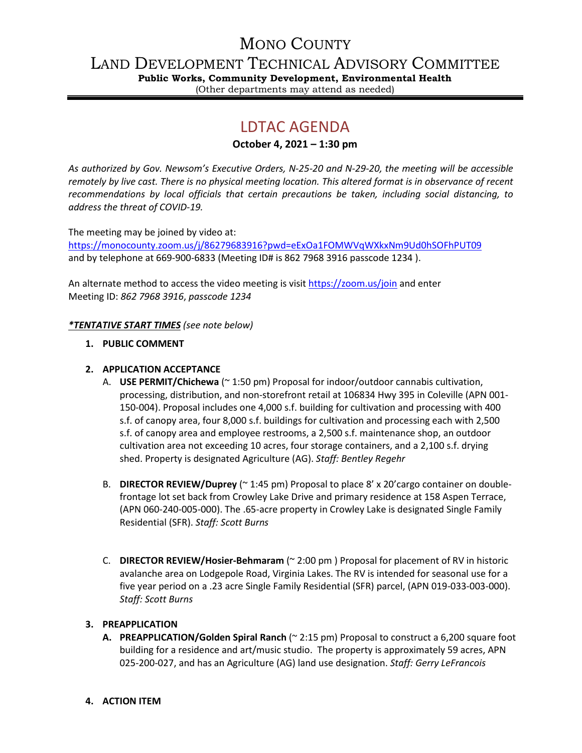# MONO COUNTY

## LAND DEVELOPMENT TECHNICAL ADVISORY COMMITTEE

**Public Works, Community Development, Environmental Health**

(Other departments may attend as needed)

# LDTAC AGENDA

**October 4, 2021 – 1:30 pm**

*As authorized by Gov. Newsom's Executive Orders, N-25-20 and N-29-20, the meeting will be accessible remotely by live cast. There is no physical meeting location. This altered format is in observance of recent recommendations by local officials that certain precautions be taken, including social distancing, to address the threat of COVID-19.*

The meeting may be joined by video at:
https://monocounty.zoom.us/j/86279683916?pwd=eExOa1FOMWVqWXkxNm9Ud0hSOFhPUT09
and by telephone at 669-900-6833 (Meeting ID# is 862 7968 3916 passcode 1234 ).

An alternate method to access the video meeting is visit https://zoom.us/join and enter Meeting ID: *862 7968 3916*, *passcode 1234*

***TENTATIVE START TIMES*** *(see note below)*

1. **PUBLIC COMMENT**

2. **APPLICATION ACCEPTANCE**
   A. **USE PERMIT/Chichewa** (~ 1:50 pm) Proposal for indoor/outdoor cannabis cultivation, processing, distribution, and non-storefront retail at 106834 Hwy 395 in Coleville (APN 001-150-004). Proposal includes one 4,000 s.f. building for cultivation and processing with 400 s.f. of canopy area, four 8,000 s.f. buildings for cultivation and processing each with 2,500 s.f. of canopy area and employee restrooms, a 2,500 s.f. maintenance shop, an outdoor cultivation area not exceeding 10 acres, four storage containers, and a 2,100 s.f. drying shed. Property is designated Agriculture (AG). *Staff: Bentley Regehr*

   B. **DIRECTOR REVIEW/Duprey** (~ 1:45 pm) Proposal to place 8' x 20'cargo container on double-frontage lot set back from Crowley Lake Drive and primary residence at 158 Aspen Terrace, (APN 060-240-005-000). The .65-acre property in Crowley Lake is designated Single Family Residential (SFR). *Staff: Scott Burns*

   C. **DIRECTOR REVIEW/Hosier-Behmaram** (~ 2:00 pm ) Proposal for placement of RV in historic avalanche area on Lodgepole Road, Virginia Lakes. The RV is intended for seasonal use for a five year period on a .23 acre Single Family Residential (SFR) parcel, (APN 019-033-003-000). *Staff: Scott Burns*

3. **PREAPPLICATION**
   **A. PREAPPLICATION/Golden Spiral Ranch** (~ 2:15 pm) Proposal to construct a 6,200 square foot building for a residence and art/music studio. The property is approximately 59 acres, APN 025-200-027, and has an Agriculture (AG) land use designation. *Staff: Gerry LeFrancois*

4. **ACTION ITEM**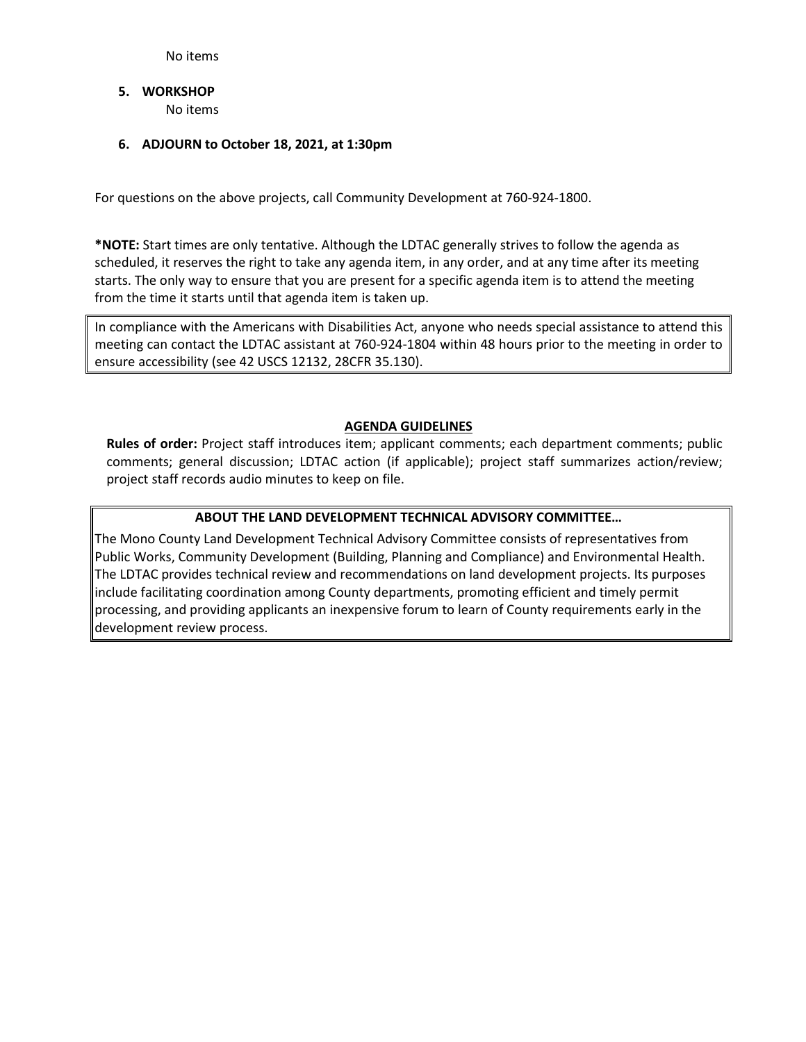No items

**5. WORKSHOP**

No items

**6. ADJOURN to October 18, 2021, at 1:30pm**

For questions on the above projects, call Community Development at 760-924-1800.

**\*NOTE:** Start times are only tentative. Although the LDTAC generally strives to follow the agenda as scheduled, it reserves the right to take any agenda item, in any order, and at any time after its meeting starts. The only way to ensure that you are present for a specific agenda item is to attend the meeting from the time it starts until that agenda item is taken up.

In compliance with the Americans with Disabilities Act, anyone who needs special assistance to attend this meeting can contact the LDTAC assistant at 760-924-1804 within 48 hours prior to the meeting in order to ensure accessibility (see 42 USCS 12132, 28CFR 35.130).

## AGENDA GUIDELINES

**Rules of order:** Project staff introduces item; applicant comments; each department comments; public comments; general discussion; LDTAC action (if applicable); project staff summarizes action/review; project staff records audio minutes to keep on file.

### ABOUT THE LAND DEVELOPMENT TECHNICAL ADVISORY COMMITTEE…

The Mono County Land Development Technical Advisory Committee consists of representatives from Public Works, Community Development (Building, Planning and Compliance) and Environmental Health. The LDTAC provides technical review and recommendations on land development projects. Its purposes include facilitating coordination among County departments, promoting efficient and timely permit processing, and providing applicants an inexpensive forum to learn of County requirements early in the development review process.